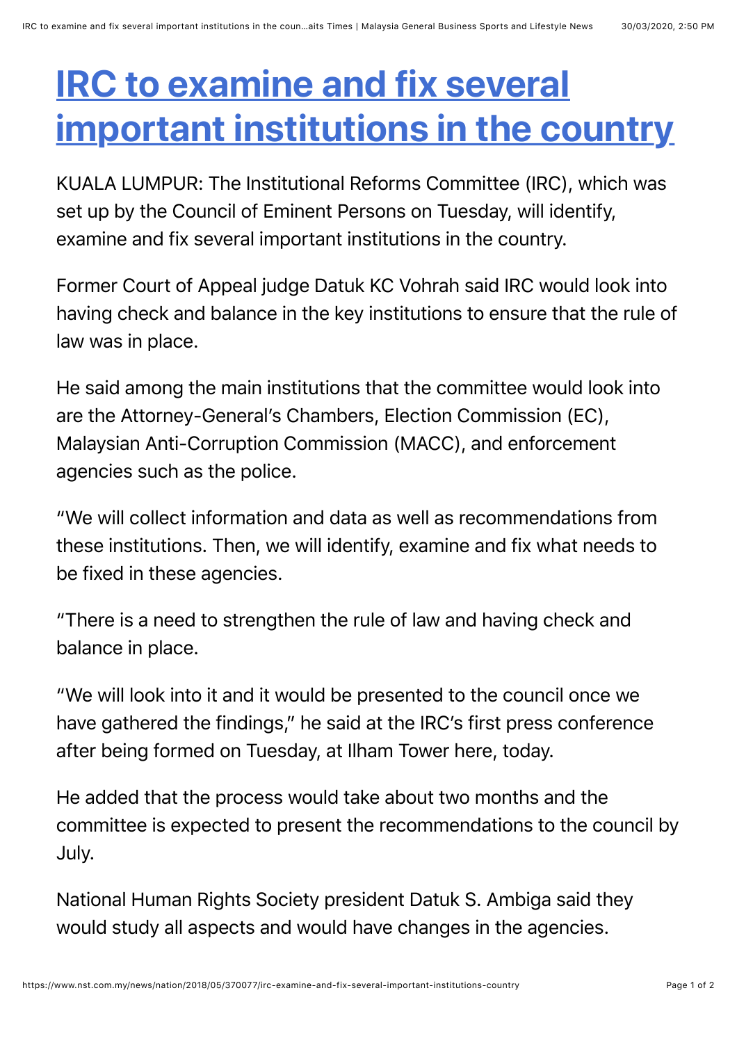# IRC to examine and fix several important institutions in the country

KUALA LUMPUR: The Institutional Reforms Committee (IRC), which was set up by the Council of Eminent Persons on Tuesday, will identify, examine and fix several important institutions in the country.

Former Court of Appeal judge Datuk KC Vohrah said IRC would look into having check and balance in the key institutions to ensure that the rule of law was in place.

He said among the main institutions that the committee would look into are the Attorney-General's Chambers, Election Commission (EC), Malaysian Anti-Corruption Commission (MACC), and enforcement agencies such as the police.

"We will collect information and data as well as recommendations from these institutions. Then, we will identify, examine and fix what needs to be fixed in these agencies.

"There is a need to strengthen the rule of law and having check and balance in place.

"We will look into it and it would be presented to the council once we have gathered the findings," he said at the IRC's first press conference after being formed on Tuesday, at Ilham Tower here, today.

He added that the process would take about two months and the committee is expected to present the recommendations to the council by July.

National Human Rights Society president Datuk S. Ambiga said they would study all aspects and would have changes in the agencies.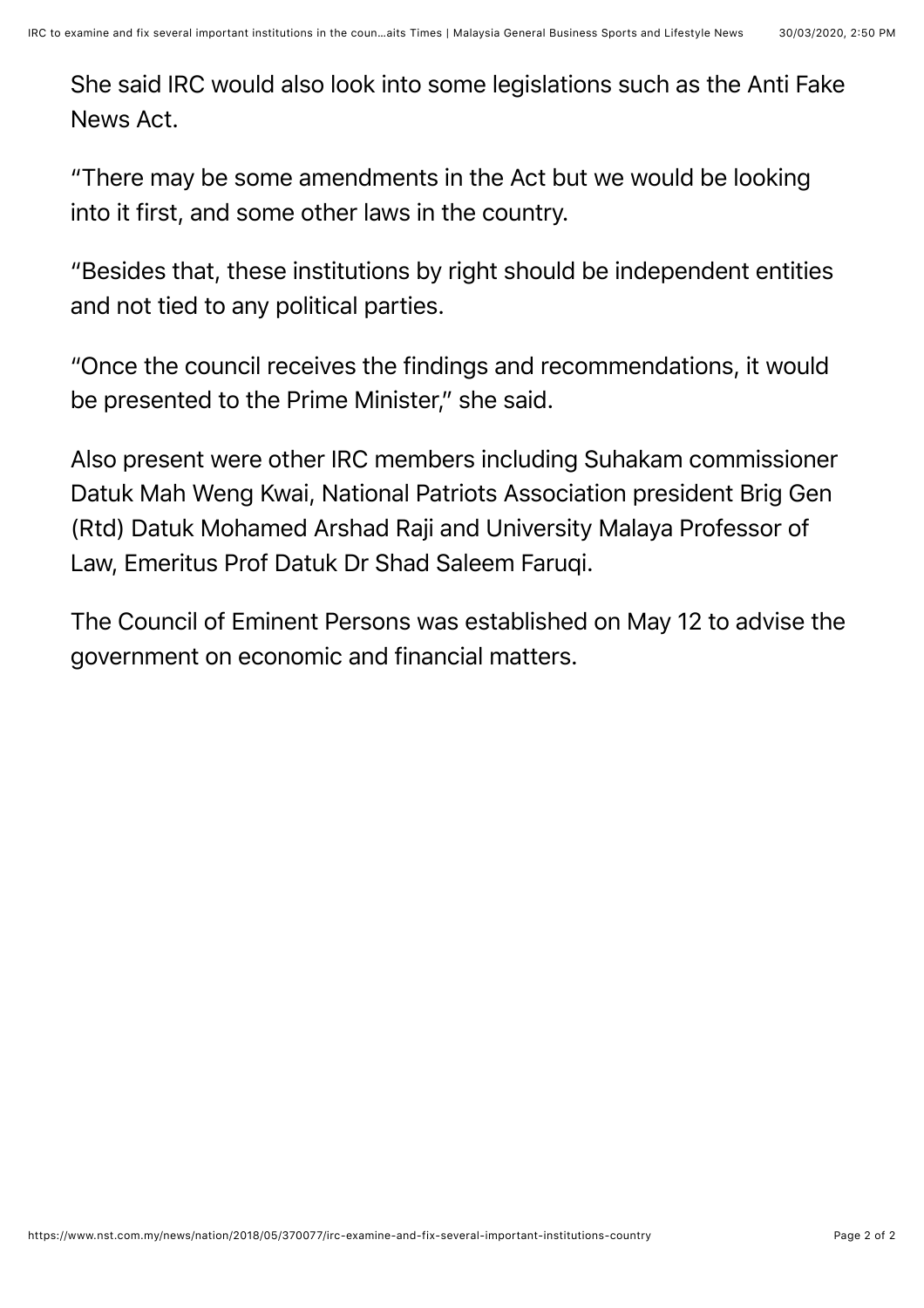She said IRC would also look into some legislations such as the Anti Fake News Act.

“There may be some amendments in the Act but we would be looking into it first, and some other laws in the country.

“Besides that, these institutions by right should be independent entities and not tied to any political parties.

“Once the council receives the findings and recommendations, it would be presented to the Prime Minister,” she said.

Also present were other IRC members including Suhakam commissioner Datuk Mah Weng Kwai, National Patriots Association president Brig Gen (Rtd) Datuk Mohamed Arshad Raji and University Malaya Professor of Law, Emeritus Prof Datuk Dr Shad Saleem Faruqi.

The Council of Eminent Persons was established on May 12 to advise the government on economic and financial matters.